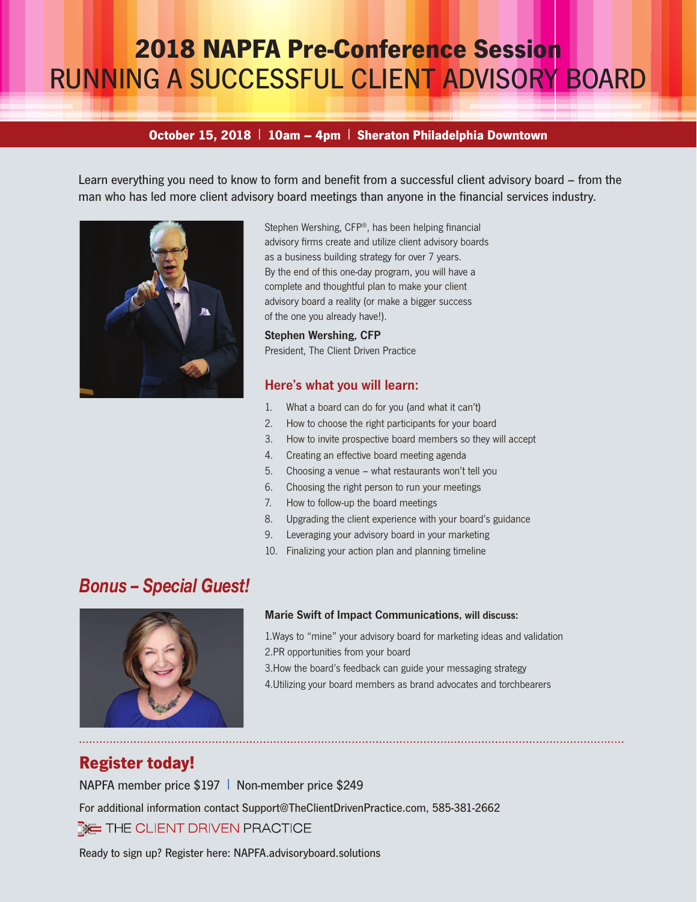# 2018 NAPFA Pre-Conference Session
# RUNNING A SUCCESSFUL CLIENT ADVISORY BOARD

**October 15, 2018 | 10am – 4pm | Sheraton Philadelphia Downtown**

Learn everything you need to know to form and benefit from a successful client advisory board – from the man who has led more client advisory board meetings than anyone in the financial services industry.

Stephen Wershing, CFP®, has been helping financial advisory firms create and utilize client advisory boards as a business building strategy for over 7 years. By the end of this one-day program, you will have a complete and thoughtful plan to make your client advisory board a reality (or make a bigger success of the one you already have!).

**Stephen Wershing, CFP**
President, The Client Driven Practice

## Here's what you will learn:

1. What a board can do for you (and what it can't)
2. How to choose the right participants for your board
3. How to invite prospective board members so they will accept
4. Creating an effective board meeting agenda
5. Choosing a venue – what restaurants won't tell you
6. Choosing the right person to run your meetings
7. How to follow-up the board meetings
8. Upgrading the client experience with your board's guidance
9. Leveraging your advisory board in your marketing
10. Finalizing your action plan and planning timeline

## *Bonus – Special Guest!*

**Marie Swift of Impact Communications, will discuss:**

1. Ways to "mine" your advisory board for marketing ideas and validation
2. PR opportunities from your board
3. How the board's feedback can guide your messaging strategy
4. Utilizing your board members as brand advocates and torchbearers

## Register today!

NAPFA member price $197 | Non-member price $249

For additional information contact Support@TheClientDrivenPractice.com, 585-381-2662

THE CLIENT DRIVEN PRACTICE

Ready to sign up? Register here: NAPFA.advisoryboard.solutions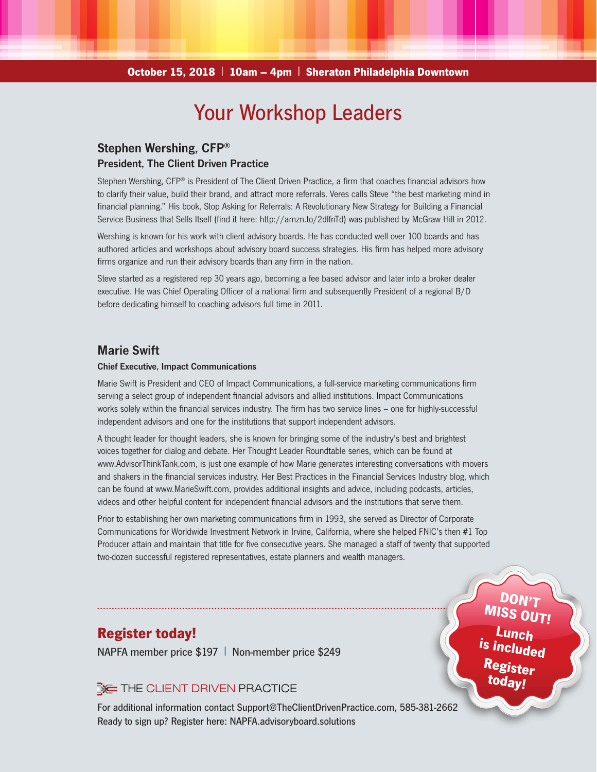**October 15, 2018 | 10am – 4pm | Sheraton Philadelphia Downtown**

# Your Workshop Leaders

### Stephen Wershing, CFP®
**President, The Client Driven Practice**

Stephen Wershing, CFP® is President of The Client Driven Practice, a firm that coaches financial advisors how to clarify their value, build their brand, and attract more referrals. Veres calls Steve "the best marketing mind in financial planning." His book, Stop Asking for Referrals: A Revolutionary New Strategy for Building a Financial Service Business that Sells Itself (find it here: http://amzn.to/2dlfnTd) was published by McGraw Hill in 2012.

Wershing is known for his work with client advisory boards. He has conducted well over 100 boards and has authored articles and workshops about advisory board success strategies. His firm has helped more advisory firms organize and run their advisory boards than any firm in the nation.

Steve started as a registered rep 30 years ago, becoming a fee based advisor and later into a broker dealer executive. He was Chief Operating Officer of a national firm and subsequently President of a regional B/D before dedicating himself to coaching advisors full time in 2011.

### Marie Swift
**Chief Executive, Impact Communications**

Marie Swift is President and CEO of Impact Communications, a full-service marketing communications firm serving a select group of independent financial advisors and allied institutions. Impact Communications works solely within the financial services industry. The firm has two service lines – one for highly-successful independent advisors and one for the institutions that support independent advisors.

A thought leader for thought leaders, she is known for bringing some of the industry's best and brightest voices together for dialog and debate. Her Thought Leader Roundtable series, which can be found at www.AdvisorThinkTank.com, is just one example of how Marie generates interesting conversations with movers and shakers in the financial services industry. Her Best Practices in the Financial Services Industry blog, which can be found at www.MarieSwift.com, provides additional insights and advice, including podcasts, articles, videos and other helpful content for independent financial advisors and the institutions that serve them.

Prior to establishing her own marketing communications firm in 1993, she served as Director of Corporate Communications for Worldwide Investment Network in Irvine, California, where she helped FNIC's then #1 Top Producer attain and maintain that title for five consecutive years. She managed a staff of twenty that supported two-dozen successful registered representatives, estate planners and wealth managers.

## Register today!

NAPFA member price $197 | Non-member price $249

DON'T MISS OUT! Lunch is included Register today!

THE CLIENT DRIVEN PRACTICE

For additional information contact Support@TheClientDrivenPractice.com, 585-381-2662
Ready to sign up? Register here: NAPFA.advisoryboard.solutions